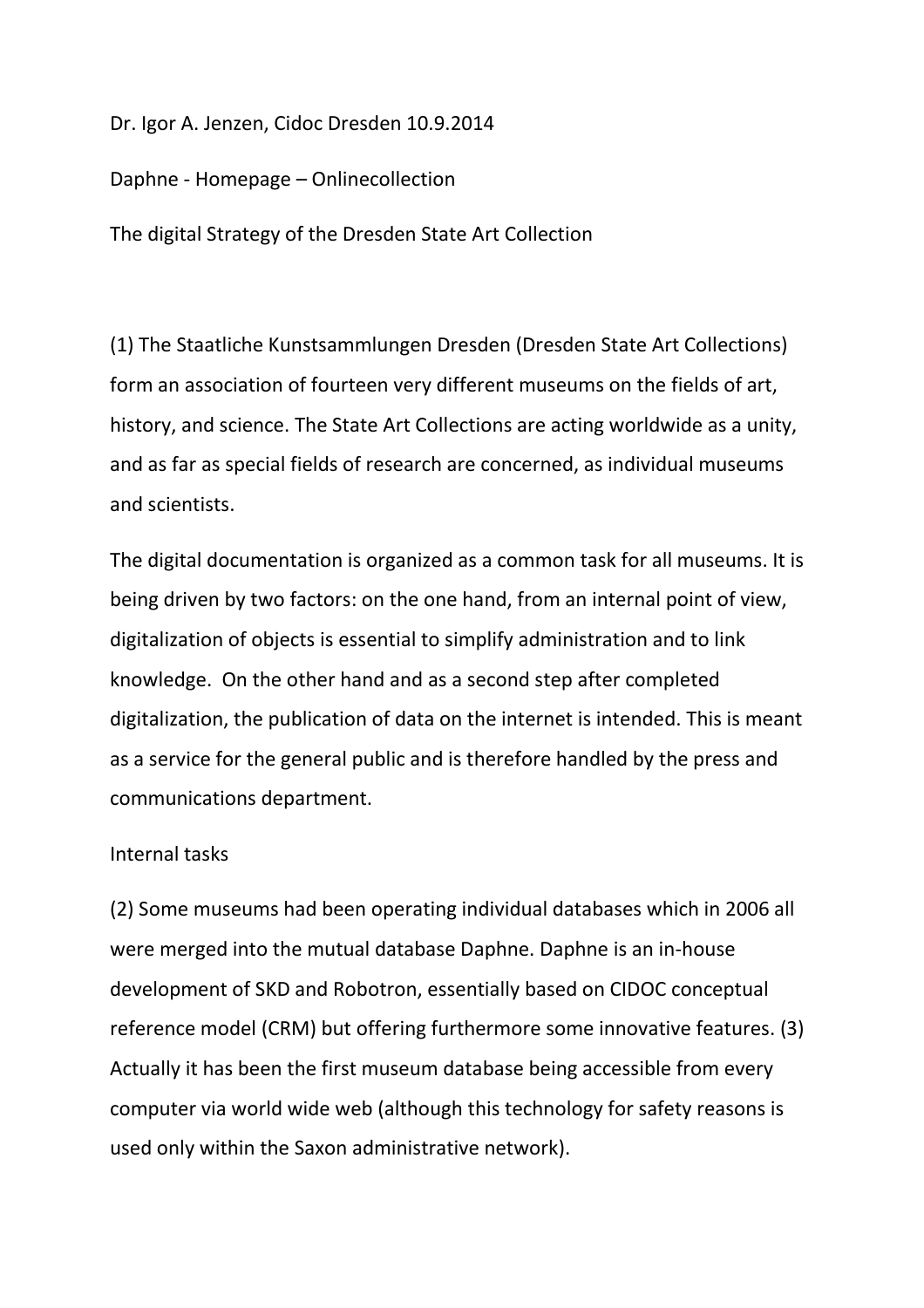Dr. Igor A. Jenzen, Cidoc Dresden 10.9.2014

Daphne - Homepage – Onlinecollection

The digital Strategy of the Dresden State Art Collection

(1) The Staatliche Kunstsammlungen Dresden (Dresden State Art Collections) form an association of fourteen very different museums on the fields of art, history, and science. The State Art Collections are acting worldwide as a unity, and as far as special fields of research are concerned, as individual museums and scientists.

The digital documentation is organized as a common task for all museums. It is being driven by two factors: on the one hand, from an internal point of view, digitalization of objects is essential to simplify administration and to link knowledge. On the other hand and as a second step after completed digitalization, the publication of data on the internet is intended. This is meant as a service for the general public and is therefore handled by the press and communications department.

Internal tasks

(2) Some museums had been operating individual databases which in 2006 all were merged into the mutual database Daphne. Daphne is an in-house development of SKD and Robotron, essentially based on CIDOC conceptual reference model (CRM) but offering furthermore some innovative features. (3) Actually it has been the first museum database being accessible from every computer via world wide web (although this technology for safety reasons is used only within the Saxon administrative network).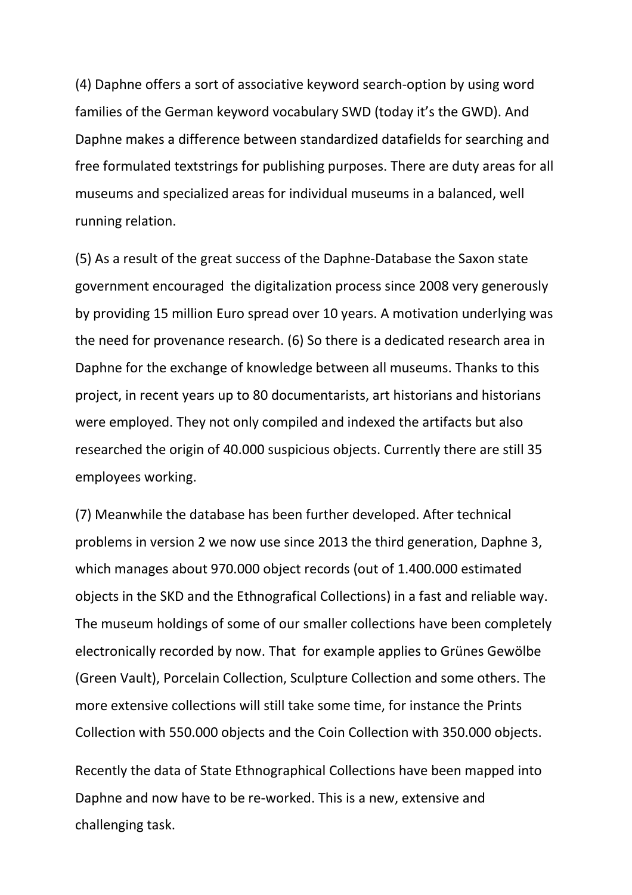(4) Daphne offers a sort of associative keyword search-option by using word families of the German keyword vocabulary SWD (today it's the GWD). And Daphne makes a difference between standardized datafields for searching and free formulated textstrings for publishing purposes. There are duty areas for all museums and specialized areas for individual museums in a balanced, well running relation.

(5) As a result of the great success of the Daphne-Database the Saxon state government encouraged the digitalization process since 2008 very generously by providing 15 million Euro spread over 10 years. A motivation underlying was the need for provenance research. (6) So there is a dedicated research area in Daphne for the exchange of knowledge between all museums. Thanks to this project, in recent years up to 80 documentarists, art historians and historians were employed. They not only compiled and indexed the artifacts but also researched the origin of 40.000 suspicious objects. Currently there are still 35 employees working.

(7) Meanwhile the database has been further developed. After technical problems in version 2 we now use since 2013 the third generation, Daphne 3, which manages about 970.000 object records (out of 1.400.000 estimated objects in the SKD and the Ethnografical Collections) in a fast and reliable way. The museum holdings of some of our smaller collections have been completely electronically recorded by now. That for example applies to Grünes Gewölbe (Green Vault), Porcelain Collection, Sculpture Collection and some others. The more extensive collections will still take some time, for instance the Prints Collection with 550.000 objects and the Coin Collection with 350.000 objects.

Recently the data of State Ethnographical Collections have been mapped into Daphne and now have to be re-worked. This is a new, extensive and challenging task.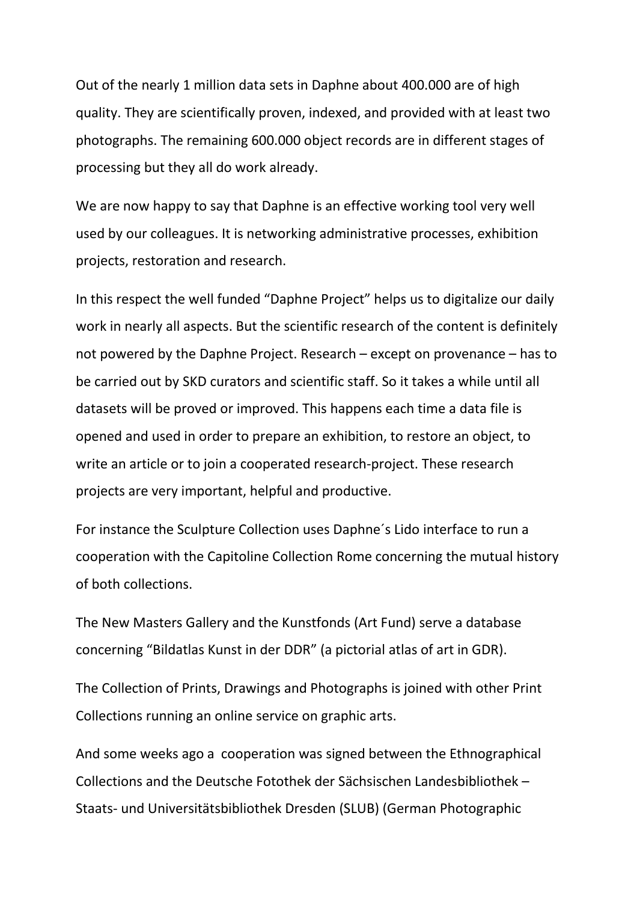Out of the nearly 1 million data sets in Daphne about 400.000 are of high quality. They are scientifically proven, indexed, and provided with at least two photographs. The remaining 600.000 object records are in different stages of processing but they all do work already.

We are now happy to say that Daphne is an effective working tool very well used by our colleagues. It is networking administrative processes, exhibition projects, restoration and research.

In this respect the well funded "Daphne Project" helps us to digitalize our daily work in nearly all aspects. But the scientific research of the content is definitely not powered by the Daphne Project. Research – except on provenance – has to be carried out by SKD curators and scientific staff. So it takes a while until all datasets will be proved or improved. This happens each time a data file is opened and used in order to prepare an exhibition, to restore an object, to write an article or to join a cooperated research-project. These research projects are very important, helpful and productive.

For instance the Sculpture Collection uses Daphne´s Lido interface to run a cooperation with the Capitoline Collection Rome concerning the mutual history of both collections.

The New Masters Gallery and the Kunstfonds (Art Fund) serve a database concerning "Bildatlas Kunst in der DDR" (a pictorial atlas of art in GDR).

The Collection of Prints, Drawings and Photographs is joined with other Print Collections running an online service on graphic arts.

And some weeks ago a cooperation was signed between the Ethnographical Collections and the Deutsche Fotothek der Sächsischen Landesbibliothek – Staats- und Universitätsbibliothek Dresden (SLUB) (German Photographic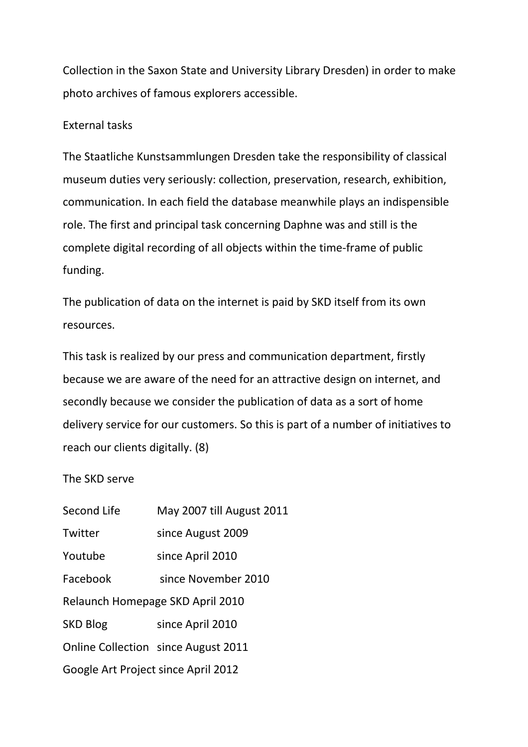Collection in the Saxon State and University Library Dresden) in order to make photo archives of famous explorers accessible.

External tasks

The Staatliche Kunstsammlungen Dresden take the responsibility of classical museum duties very seriously: collection, preservation, research, exhibition, communication. In each field the database meanwhile plays an indispensible role. The first and principal task concerning Daphne was and still is the complete digital recording of all objects within the time-frame of public funding.

The publication of data on the internet is paid by SKD itself from its own resources.

This task is realized by our press and communication department, firstly because we are aware of the need for an attractive design on internet, and secondly because we consider the publication of data as a sort of home delivery service for our customers. So this is part of a number of initiatives to reach our clients digitally. (8)

The SKD serve

| | |
|---|---|
| Second Life | May 2007 till August 2011 |
| Twitter | since August 2009 |
| Youtube | since April 2010 |
| Facebook | since November 2010 |
| Relaunch Homepage SKD | April 2010 |
| SKD Blog | since April 2010 |
| Online Collection | since August 2011 |
| Google Art Project | since April 2012 |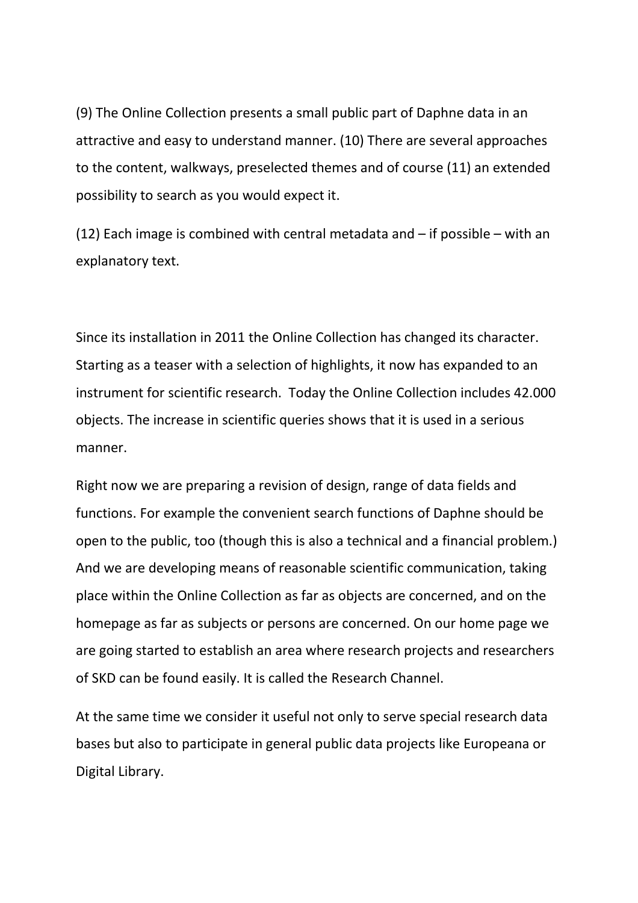(9) The Online Collection presents a small public part of Daphne data in an attractive and easy to understand manner. (10) There are several approaches to the content, walkways, preselected themes and of course (11) an extended possibility to search as you would expect it.

(12) Each image is combined with central metadata and – if possible – with an explanatory text.

Since its installation in 2011 the Online Collection has changed its character. Starting as a teaser with a selection of highlights, it now has expanded to an instrument for scientific research. Today the Online Collection includes 42.000 objects. The increase in scientific queries shows that it is used in a serious manner.

Right now we are preparing a revision of design, range of data fields and functions. For example the convenient search functions of Daphne should be open to the public, too (though this is also a technical and a financial problem.) And we are developing means of reasonable scientific communication, taking place within the Online Collection as far as objects are concerned, and on the homepage as far as subjects or persons are concerned. On our home page we are going started to establish an area where research projects and researchers of SKD can be found easily. It is called the Research Channel.

At the same time we consider it useful not only to serve special research data bases but also to participate in general public data projects like Europeana or Digital Library.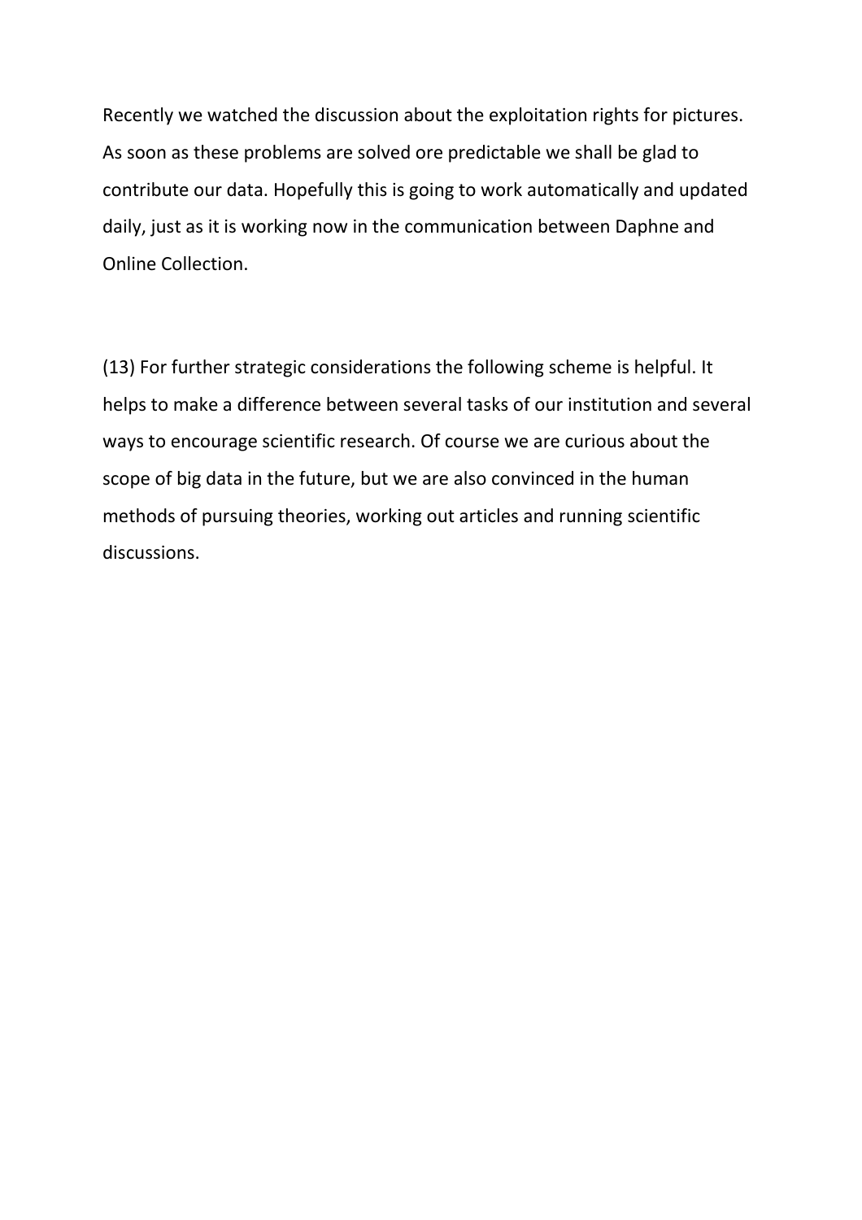Recently we watched the discussion about the exploitation rights for pictures. As soon as these problems are solved ore predictable we shall be glad to contribute our data. Hopefully this is going to work automatically and updated daily, just as it is working now in the communication between Daphne and Online Collection.

(13) For further strategic considerations the following scheme is helpful. It helps to make a difference between several tasks of our institution and several ways to encourage scientific research. Of course we are curious about the scope of big data in the future, but we are also convinced in the human methods of pursuing theories, working out articles and running scientific discussions.